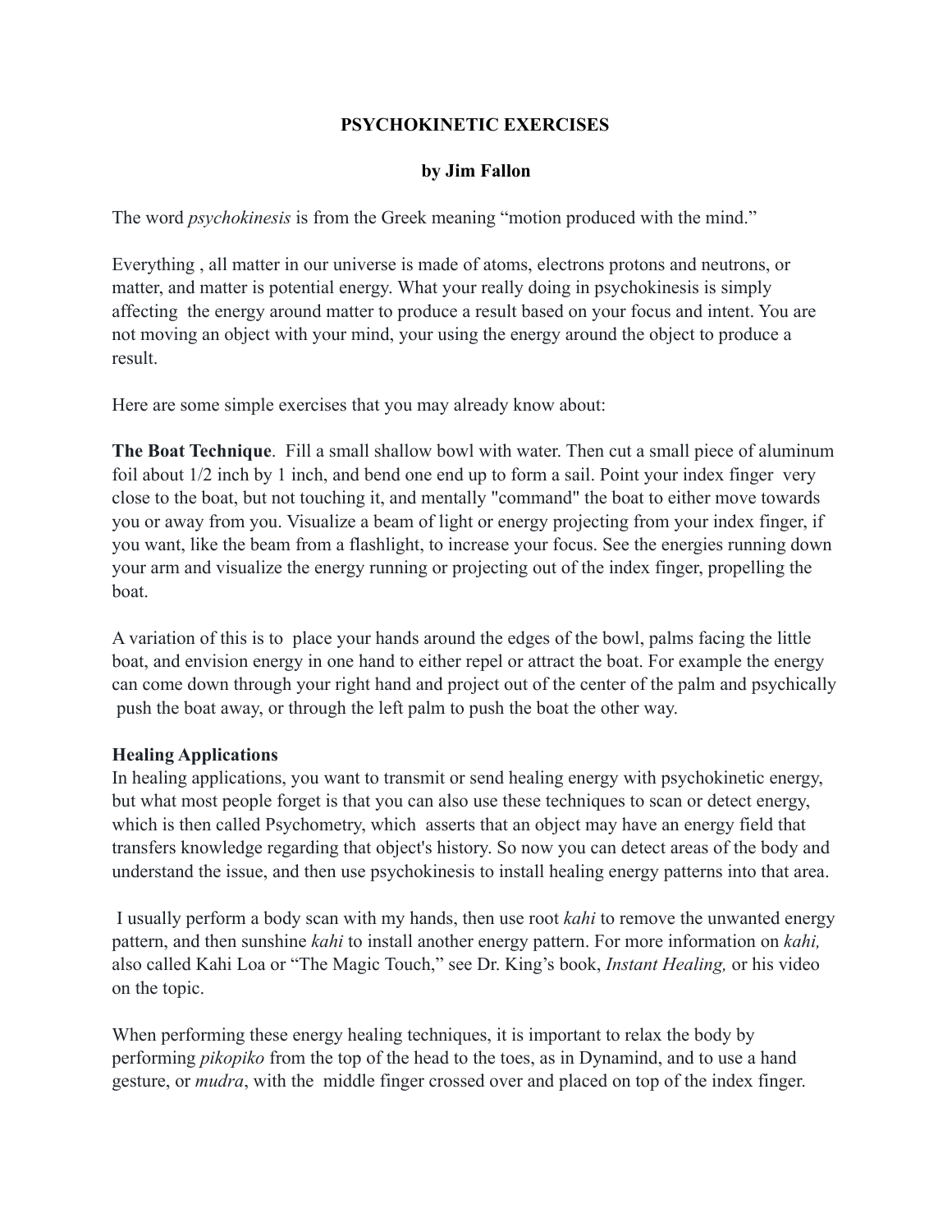# PSYCHOKINETIC EXERCISES

**by Jim Fallon**

The word *psychokinesis* is from the Greek meaning "motion produced with the mind."

Everything , all matter in our universe is made of atoms, electrons protons and neutrons, or matter, and matter is potential energy. What your really doing in psychokinesis is simply affecting the energy around matter to produce a result based on your focus and intent. You are not moving an object with your mind, your using the energy around the object to produce a result.

Here are some simple exercises that you may already know about:

**The Boat Technique**. Fill a small shallow bowl with water. Then cut a small piece of aluminum foil about 1/2 inch by 1 inch, and bend one end up to form a sail. Point your index finger very close to the boat, but not touching it, and mentally "command" the boat to either move towards you or away from you. Visualize a beam of light or energy projecting from your index finger, if you want, like the beam from a flashlight, to increase your focus. See the energies running down your arm and visualize the energy running or projecting out of the index finger, propelling the boat.

A variation of this is to place your hands around the edges of the bowl, palms facing the little boat, and envision energy in one hand to either repel or attract the boat. For example the energy can come down through your right hand and project out of the center of the palm and psychically push the boat away, or through the left palm to push the boat the other way.

**Healing Applications**

In healing applications, you want to transmit or send healing energy with psychokinetic energy, but what most people forget is that you can also use these techniques to scan or detect energy, which is then called Psychometry, which asserts that an object may have an energy field that transfers knowledge regarding that object's history. So now you can detect areas of the body and understand the issue, and then use psychokinesis to install healing energy patterns into that area.

I usually perform a body scan with my hands, then use root *kahi* to remove the unwanted energy pattern, and then sunshine *kahi* to install another energy pattern. For more information on *kahi,* also called Kahi Loa or "The Magic Touch," see Dr. King's book, *Instant Healing,* or his video on the topic.

When performing these energy healing techniques, it is important to relax the body by performing *pikopiko* from the top of the head to the toes, as in Dynamind, and to use a hand gesture, or *mudra*, with the middle finger crossed over and placed on top of the index finger.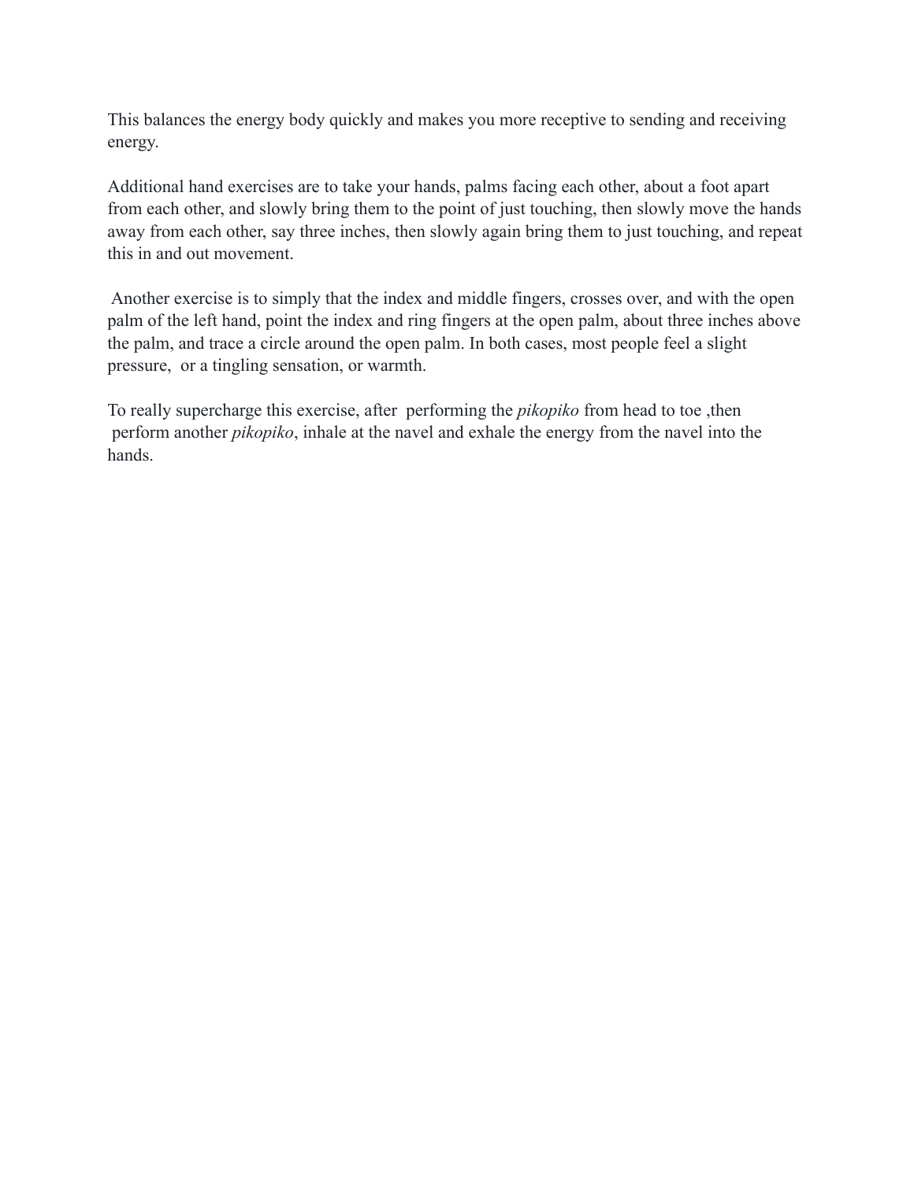This balances the energy body quickly and makes you more receptive to sending and receiving energy.

Additional hand exercises are to take your hands, palms facing each other, about a foot apart from each other, and slowly bring them to the point of just touching, then slowly move the hands away from each other, say three inches, then slowly again bring them to just touching, and repeat this in and out movement.

Another exercise is to simply that the index and middle fingers, crosses over, and with the open palm of the left hand, point the index and ring fingers at the open palm, about three inches above the palm, and trace a circle around the open palm. In both cases, most people feel a slight pressure, or a tingling sensation, or warmth.

To really supercharge this exercise, after performing the *pikopiko* from head to toe ,then perform another *pikopiko*, inhale at the navel and exhale the energy from the navel into the hands.